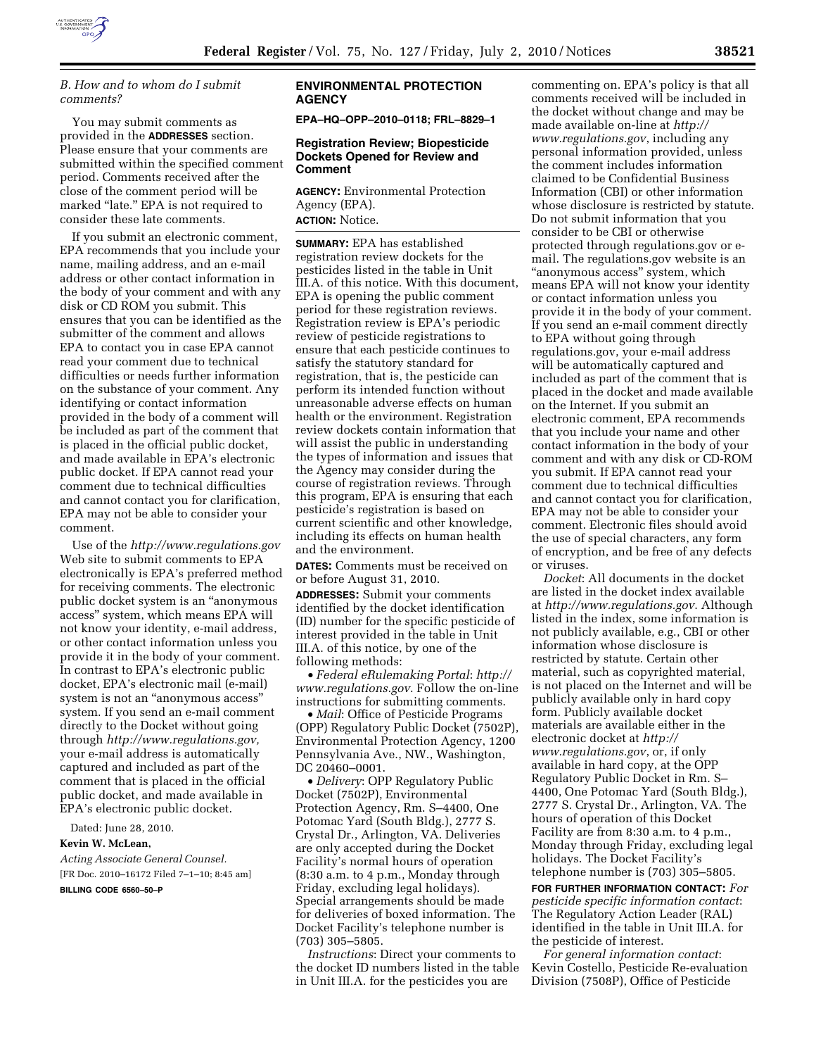### B. How and to whom do I submit comments?

You may submit comments as provided in the **ADDRESSES** section. Please ensure that your comments are submitted within the specified comment period. Comments received after the close of the comment period will be marked "late." EPA is not required to consider these late comments.

If you submit an electronic comment, EPA recommends that you include your name, mailing address, and an e-mail address or other contact information in the body of your comment and with any disk or CD ROM you submit. This ensures that you can be identified as the submitter of the comment and allows EPA to contact you in case EPA cannot read your comment due to technical difficulties or needs further information on the substance of your comment. Any identifying or contact information provided in the body of a comment will be included as part of the comment that is placed in the official public docket, and made available in EPA's electronic public docket. If EPA cannot read your comment due to technical difficulties and cannot contact you for clarification, EPA may not be able to consider your comment.

Use of the *http://www.regulations.gov* Web site to submit comments to EPA electronically is EPA's preferred method for receiving comments. The electronic public docket system is an "anonymous access" system, which means EPA will not know your identity, e-mail address, or other contact information unless you provide it in the body of your comment. In contrast to EPA's electronic public docket, EPA's electronic mail (e-mail) system is not an "anonymous access" system. If you send an e-mail comment directly to the Docket without going through *http://www.regulations.gov,* your e-mail address is automatically captured and included as part of the comment that is placed in the official public docket, and made available in EPA's electronic public docket.

Dated: June 28, 2010.

**Kevin W. McLean,**

*Acting Associate General Counsel.*

[FR Doc. 2010–16172 Filed 7–1–10; 8:45 am]

**BILLING CODE 6560–50–P**

## ENVIRONMENTAL PROTECTION AGENCY

**EPA–HQ–OPP–2010–0118; FRL–8829–1**

### Registration Review; Biopesticide Dockets Opened for Review and Comment

**AGENCY:** Environmental Protection Agency (EPA).

**ACTION:** Notice.

**SUMMARY:** EPA has established registration review dockets for the pesticides listed in the table in Unit III.A. of this notice. With this document, EPA is opening the public comment period for these registration reviews. Registration review is EPA's periodic review of pesticide registrations to ensure that each pesticide continues to satisfy the statutory standard for registration, that is, the pesticide can perform its intended function without unreasonable adverse effects on human health or the environment. Registration review dockets contain information that will assist the public in understanding the types of information and issues that the Agency may consider during the course of registration reviews. Through this program, EPA is ensuring that each pesticide's registration is based on current scientific and other knowledge, including its effects on human health and the environment.

**DATES:** Comments must be received on or before August 31, 2010.

**ADDRESSES:** Submit your comments identified by the docket identification (ID) number for the specific pesticide of interest provided in the table in Unit III.A. of this notice, by one of the following methods:

- *Federal eRulemaking Portal*: *http://www.regulations.gov*. Follow the on-line instructions for submitting comments.
- *Mail*: Office of Pesticide Programs (OPP) Regulatory Public Docket (7502P), Environmental Protection Agency, 1200 Pennsylvania Ave., NW., Washington, DC 20460–0001.
- *Delivery*: OPP Regulatory Public Docket (7502P), Environmental Protection Agency, Rm. S–4400, One Potomac Yard (South Bldg.), 2777 S. Crystal Dr., Arlington, VA. Deliveries are only accepted during the Docket Facility's normal hours of operation (8:30 a.m. to 4 p.m., Monday through Friday, excluding legal holidays). Special arrangements should be made for deliveries of boxed information. The Docket Facility's telephone number is (703) 305–5805.

*Instructions*: Direct your comments to the docket ID numbers listed in the table in Unit III.A. for the pesticides you are commenting on. EPA's policy is that all comments received will be included in the docket without change and may be made available on-line at *http://www.regulations.gov*, including any personal information provided, unless the comment includes information claimed to be Confidential Business Information (CBI) or other information whose disclosure is restricted by statute. Do not submit information that you consider to be CBI or otherwise protected through regulations.gov or e-mail. The regulations.gov website is an "anonymous access" system, which means EPA will not know your identity or contact information unless you provide it in the body of your comment. If you send an e-mail comment directly to EPA without going through regulations.gov, your e-mail address will be automatically captured and included as part of the comment that is placed in the docket and made available on the Internet. If you submit an electronic comment, EPA recommends that you include your name and other contact information in the body of your comment and with any disk or CD-ROM you submit. If EPA cannot read your comment due to technical difficulties and cannot contact you for clarification, EPA may not be able to consider your comment. Electronic files should avoid the use of special characters, any form of encryption, and be free of any defects or viruses.

*Docket*: All documents in the docket are listed in the docket index available at *http://www.regulations.gov*. Although listed in the index, some information is not publicly available, e.g., CBI or other information whose disclosure is restricted by statute. Certain other material, such as copyrighted material, is not placed on the Internet and will be publicly available only in hard copy form. Publicly available docket materials are available either in the electronic docket at *http://www.regulations.gov*, or, if only available in hard copy, at the OPP Regulatory Public Docket in Rm. S–4400, One Potomac Yard (South Bldg.), 2777 S. Crystal Dr., Arlington, VA. The hours of operation of this Docket Facility are from 8:30 a.m. to 4 p.m., Monday through Friday, excluding legal holidays. The Docket Facility's telephone number is (703) 305–5805.

**FOR FURTHER INFORMATION CONTACT:** *For pesticide specific information contact*: The Regulatory Action Leader (RAL) identified in the table in Unit III.A. for the pesticide of interest.

*For general information contact*: Kevin Costello, Pesticide Re-evaluation Division (7508P), Office of Pesticide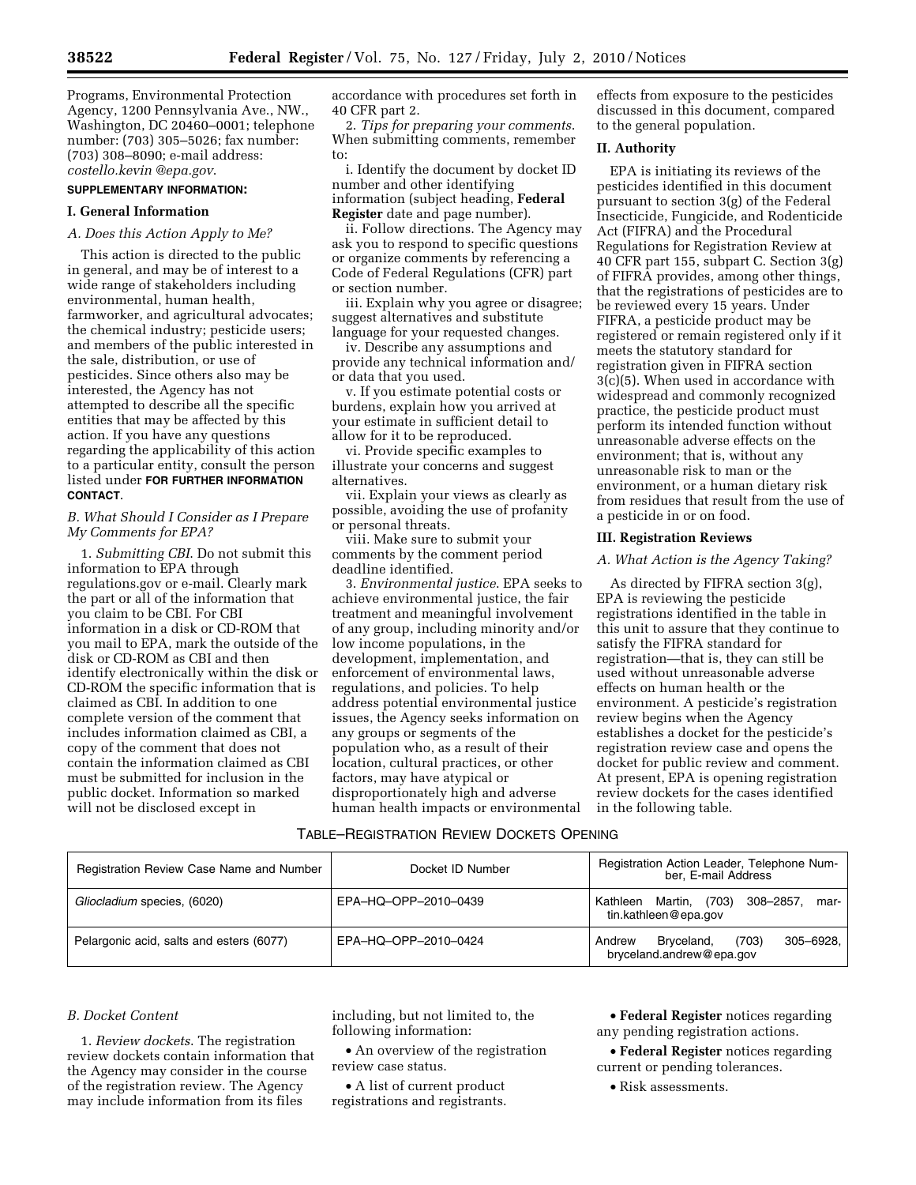Programs, Environmental Protection Agency, 1200 Pennsylvania Ave., NW., Washington, DC 20460–0001; telephone number: (703) 305–5026; fax number: (703) 308–8090; e-mail address: *costello.kevin @epa.gov*.

**SUPPLEMENTARY INFORMATION:**

### I. General Information

*A. Does this Action Apply to Me?*

This action is directed to the public in general, and may be of interest to a wide range of stakeholders including environmental, human health, farmworker, and agricultural advocates; the chemical industry; pesticide users; and members of the public interested in the sale, distribution, or use of pesticides. Since others also may be interested, the Agency has not attempted to describe all the specific entities that may be affected by this action. If you have any questions regarding the applicability of this action to a particular entity, consult the person listed under **FOR FURTHER INFORMATION CONTACT**.

*B. What Should I Consider as I Prepare My Comments for EPA?*

1. *Submitting CBI*. Do not submit this information to EPA through regulations.gov or e-mail. Clearly mark the part or all of the information that you claim to be CBI. For CBI information in a disk or CD-ROM that you mail to EPA, mark the outside of the disk or CD-ROM as CBI and then identify electronically within the disk or CD-ROM the specific information that is claimed as CBI. In addition to one complete version of the comment that includes information claimed as CBI, a copy of the comment that does not contain the information claimed as CBI must be submitted for inclusion in the public docket. Information so marked will not be disclosed except in accordance with procedures set forth in 40 CFR part 2.

2. *Tips for preparing your comments*. When submitting comments, remember to:

i. Identify the document by docket ID number and other identifying information (subject heading, **Federal Register** date and page number).

ii. Follow directions. The Agency may ask you to respond to specific questions or organize comments by referencing a Code of Federal Regulations (CFR) part or section number.

iii. Explain why you agree or disagree; suggest alternatives and substitute language for your requested changes.

iv. Describe any assumptions and provide any technical information and/or data that you used.

v. If you estimate potential costs or burdens, explain how you arrived at your estimate in sufficient detail to allow for it to be reproduced.

vi. Provide specific examples to illustrate your concerns and suggest alternatives.

vii. Explain your views as clearly as possible, avoiding the use of profanity or personal threats.

viii. Make sure to submit your comments by the comment period deadline identified.

3. *Environmental justice*. EPA seeks to achieve environmental justice, the fair treatment and meaningful involvement of any group, including minority and/or low income populations, in the development, implementation, and enforcement of environmental laws, regulations, and policies. To help address potential environmental justice issues, the Agency seeks information on any groups or segments of the population who, as a result of their location, cultural practices, or other factors, may have atypical or disproportionately high and adverse human health impacts or environmental effects from exposure to the pesticides discussed in this document, compared to the general population.

### II. Authority

EPA is initiating its reviews of the pesticides identified in this document pursuant to section 3(g) of the Federal Insecticide, Fungicide, and Rodenticide Act (FIFRA) and the Procedural Regulations for Registration Review at 40 CFR part 155, subpart C. Section 3(g) of FIFRA provides, among other things, that the registrations of pesticides are to be reviewed every 15 years. Under FIFRA, a pesticide product may be registered or remain registered only if it meets the statutory standard for registration given in FIFRA section 3(c)(5). When used in accordance with widespread and commonly recognized practice, the pesticide product must perform its intended function without unreasonable adverse effects on the environment; that is, without any unreasonable risk to man or the environment, or a human dietary risk from residues that result from the use of a pesticide in or on food.

### III. Registration Reviews

*A. What Action is the Agency Taking?*

As directed by FIFRA section 3(g), EPA is reviewing the pesticide registrations identified in the table in this unit to assure that they continue to satisfy the FIFRA standard for registration—that is, they can still be used without unreasonable adverse effects on human health or the environment. A pesticide's registration review begins when the Agency establishes a docket for the pesticide's registration review case and opens the docket for public review and comment. At present, EPA is opening registration review dockets for the cases identified in the following table.

TABLE–REGISTRATION REVIEW DOCKETS OPENING

| Registration Review Case Name and Number | Docket ID Number | Registration Action Leader, Telephone Number, E-mail Address |
|---|---|---|
| *Gliocladium* species, (6020) | EPA–HQ–OPP–2010–0439 | Kathleen Martin, (703) 308–2857, martin.kathleen@epa.gov |
| Pelargonic acid, salts and esters (6077) | EPA–HQ–OPP–2010–0424 | Andrew Bryceland, (703) 305–6928, bryceland.andrew@epa.gov |

*B. Docket Content*

1. *Review dockets*. The registration review dockets contain information that the Agency may consider in the course of the registration review. The Agency may include information from its files including, but not limited to, the following information:

- An overview of the registration review case status.
- A list of current product registrations and registrants.
- **Federal Register** notices regarding any pending registration actions.
- **Federal Register** notices regarding current or pending tolerances.
- Risk assessments.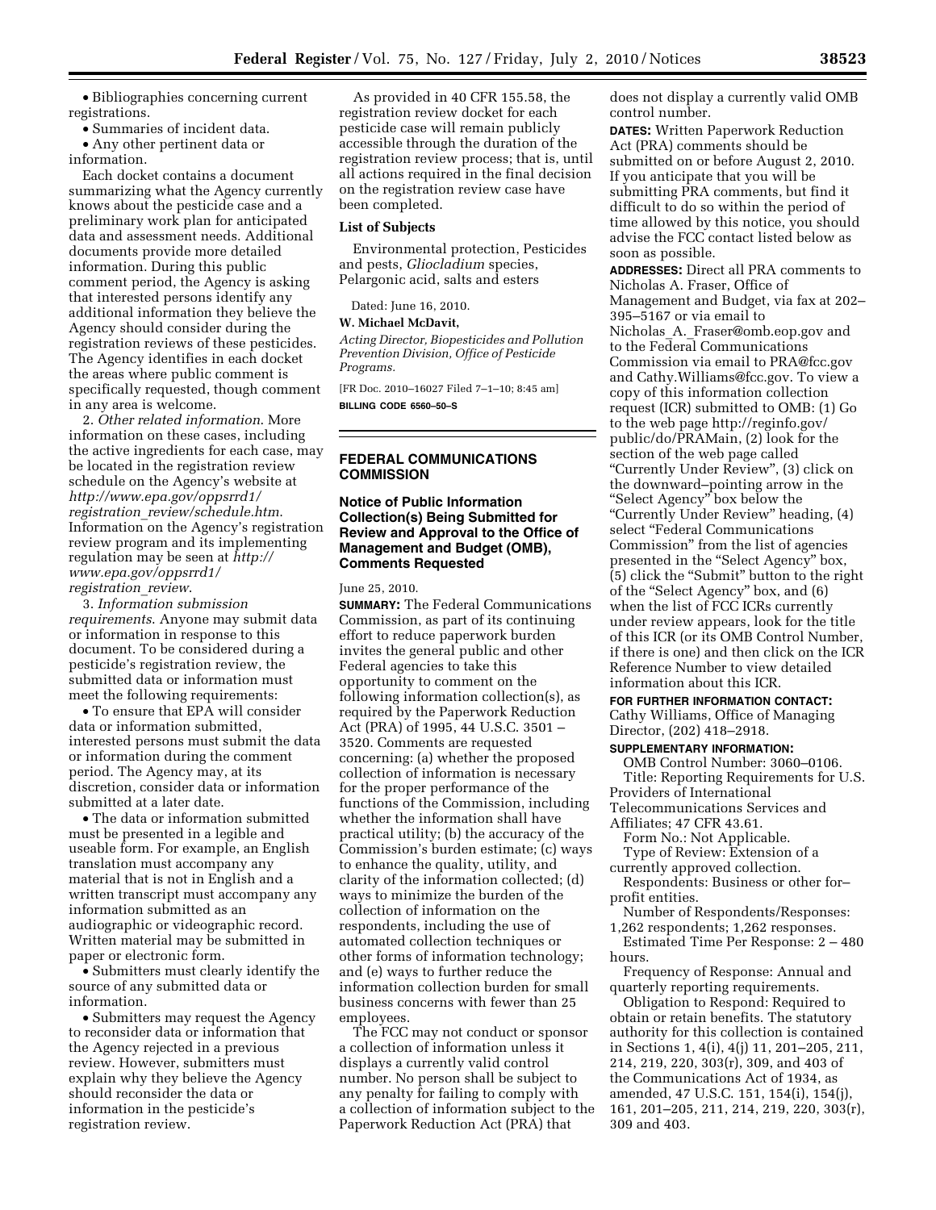- Bibliographies concerning current registrations.
- Summaries of incident data.
- Any other pertinent data or information.

Each docket contains a document summarizing what the Agency currently knows about the pesticide case and a preliminary work plan for anticipated data and assessment needs. Additional documents provide more detailed information. During this public comment period, the Agency is asking that interested persons identify any additional information they believe the Agency should consider during the registration reviews of these pesticides. The Agency identifies in each docket the areas where public comment is specifically requested, though comment in any area is welcome.

2. *Other related information*. More information on these cases, including the active ingredients for each case, may be located in the registration review schedule on the Agency's website at *http://www.epa.gov/oppsrrd1/registration_review/schedule.htm*. Information on the Agency's registration review program and its implementing regulation may be seen at *http://www.epa.gov/oppsrrd1/registration_review*.

3. *Information submission requirements*. Anyone may submit data or information in response to this document. To be considered during a pesticide's registration review, the submitted data or information must meet the following requirements:

- To ensure that EPA will consider data or information submitted, interested persons must submit the data or information during the comment period. The Agency may, at its discretion, consider data or information submitted at a later date.
- The data or information submitted must be presented in a legible and useable form. For example, an English translation must accompany any material that is not in English and a written transcript must accompany any information submitted as an audiographic or videographic record. Written material may be submitted in paper or electronic form.
- Submitters must clearly identify the source of any submitted data or information.
- Submitters may request the Agency to reconsider data or information that the Agency rejected in a previous review. However, submitters must explain why they believe the Agency should reconsider the data or information in the pesticide's registration review.

As provided in 40 CFR 155.58, the registration review docket for each pesticide case will remain publicly accessible through the duration of the registration review process; that is, until all actions required in the final decision on the registration review case have been completed.

**List of Subjects**

Environmental protection, Pesticides and pests, *Gliocladium* species, Pelargonic acid, salts and esters

Dated: June 16, 2010.

**W. Michael McDavit,**

*Acting Director, Biopesticides and Pollution Prevention Division, Office of Pesticide Programs.*

[FR Doc. 2010–16027 Filed 7–1–10; 8:45 am]

**BILLING CODE 6560–50–S**

## FEDERAL COMMUNICATIONS COMMISSION

### Notice of Public Information Collection(s) Being Submitted for Review and Approval to the Office of Management and Budget (OMB), Comments Requested

June 25, 2010.

**SUMMARY:** The Federal Communications Commission, as part of its continuing effort to reduce paperwork burden invites the general public and other Federal agencies to take this opportunity to comment on the following information collection(s), as required by the Paperwork Reduction Act (PRA) of 1995, 44 U.S.C. 3501 – 3520. Comments are requested concerning: (a) whether the proposed collection of information is necessary for the proper performance of the functions of the Commission, including whether the information shall have practical utility; (b) the accuracy of the Commission's burden estimate; (c) ways to enhance the quality, utility, and clarity of the information collected; (d) ways to minimize the burden of the collection of information on the respondents, including the use of automated collection techniques or other forms of information technology; and (e) ways to further reduce the information collection burden for small business concerns with fewer than 25 employees.

The FCC may not conduct or sponsor a collection of information unless it displays a currently valid control number. No person shall be subject to any penalty for failing to comply with a collection of information subject to the Paperwork Reduction Act (PRA) that does not display a currently valid OMB control number.

**DATES:** Written Paperwork Reduction Act (PRA) comments should be submitted on or before August 2, 2010. If you anticipate that you will be submitting PRA comments, but find it difficult to do so within the period of time allowed by this notice, you should advise the FCC contact listed below as soon as possible.

**ADDRESSES:** Direct all PRA comments to Nicholas A. Fraser, Office of Management and Budget, via fax at 202–395–5167 or via email to Nicholas_A._Fraser@omb.eop.gov and to the Federal Communications Commission via email to PRA@fcc.gov and Cathy.Williams@fcc.gov. To view a copy of this information collection request (ICR) submitted to OMB: (1) Go to the web page http://reginfo.gov/public/do/PRAMain, (2) look for the section of the web page called "Currently Under Review", (3) click on the downward–pointing arrow in the "Select Agency" box below the "Currently Under Review" heading, (4) select "Federal Communications Commission" from the list of agencies presented in the "Select Agency" box, (5) click the "Submit" button to the right of the "Select Agency" box, and (6) when the list of FCC ICRs currently under review appears, look for the title of this ICR (or its OMB Control Number, if there is one) and then click on the ICR Reference Number to view detailed information about this ICR.

**FOR FURTHER INFORMATION CONTACT:** Cathy Williams, Office of Managing Director, (202) 418–2918.

**SUPPLEMENTARY INFORMATION:**

OMB Control Number: 3060–0106.

Title: Reporting Requirements for U.S. Providers of International Telecommunications Services and Affiliates; 47 CFR 43.61.

Form No.: Not Applicable.

Type of Review: Extension of a currently approved collection.

Respondents: Business or other for–profit entities.

Number of Respondents/Responses: 1,262 respondents; 1,262 responses.

Estimated Time Per Response: 2 – 480 hours.

Frequency of Response: Annual and quarterly reporting requirements.

Obligation to Respond: Required to obtain or retain benefits. The statutory authority for this collection is contained in Sections 1, 4(i), 4(j) 11, 201–205, 211, 214, 219, 220, 303(r), 309, and 403 of the Communications Act of 1934, as amended, 47 U.S.C. 151, 154(i), 154(j), 161, 201–205, 211, 214, 219, 220, 303(r), 309 and 403.